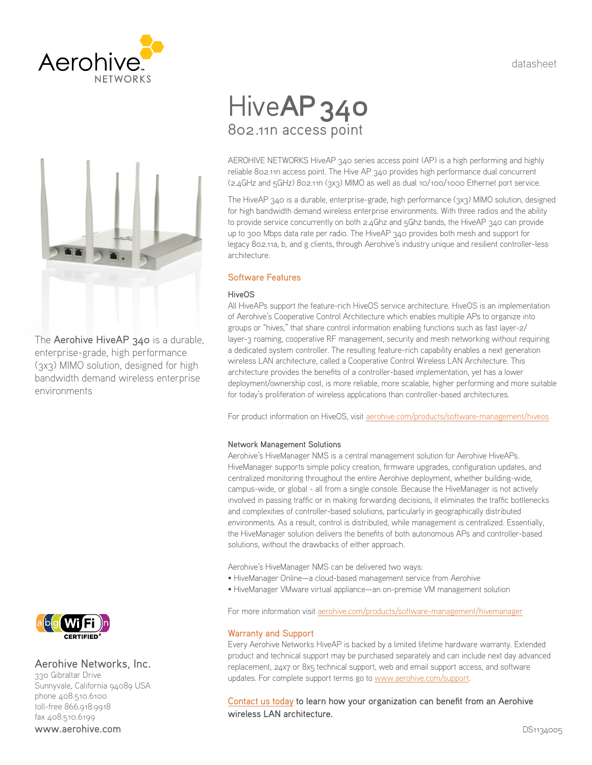datasheet

# HiveAP 340

## 802.11n access point

AEROHIVE NETWORKS HiveAP 340 series access point (AP) is a high performing and highly reliable 802.11n access point. The Hive AP 340 provides high performance dual concurrent (2.4GHz and 5GHz) 802.11n (3x3) MIMO as well as dual 10/100/1000 Ethernet port service.

The HiveAP 340 is a durable, enterprise-grade, high performance (3x3) MIMO solution, designed for high bandwidth demand wireless enterprise environments. With three radios and the ability to provide service concurrently on both 2.4Ghz and 5Ghz bands, the HiveAP 340 can provide up to 300 Mbps data rate per radio. The HiveAP 340 provides both mesh and support for legacy 802.11a, b, and g clients, through Aerohive's industry unique and resilient controller-less architecture.

The **Aerohive HiveAP 340** is a durable, enterprise-grade, high performance (3x3) MIMO solution, designed for high bandwidth demand wireless enterprise environments

### Software Features

#### HiveOS

All HiveAPs support the feature-rich HiveOS service architecture. HiveOS is an implementation of Aerohive's Cooperative Control Architecture which enables multiple APs to organize into groups or "hives," that share control information enabling functions such as fast layer-2/layer-3 roaming, cooperative RF management, security and mesh networking without requiring a dedicated system controller. The resulting feature-rich capability enables a next generation wireless LAN architecture, called a Cooperative Control Wireless LAN Architecture. This architecture provides the benefits of a controller-based implementation, yet has a lower deployment/ownership cost, is more reliable, more scalable, higher performing and more suitable for today's proliferation of wireless applications than controller-based architectures.

For product information on HiveOS, visit aerohive.com/products/software-management/hiveos

#### Network Management Solutions

Aerohive's HiveManager NMS is a central management solution for Aerohive HiveAPs. HiveManager supports simple policy creation, firmware upgrades, configuration updates, and centralized monitoring throughout the entire Aerohive deployment, whether building-wide, campus-wide, or global - all from a single console. Because the HiveManager is not actively involved in passing traffic or in making forwarding decisions, it eliminates the traffic bottlenecks and complexities of controller-based solutions, particularly in geographically distributed environments. As a result, control is distributed, while management is centralized. Essentially, the HiveManager solution delivers the benefits of both autonomous APs and controller-based solutions, without the drawbacks of either approach.

Aerohive's HiveManager NMS can be delivered two ways:

- HiveManager Online—a cloud-based management service from Aerohive
- HiveManager VMware virtual appliance—an on-premise VM management solution

For more information visit aerohive.com/products/software-management/hivemanager

### Warranty and Support

Every Aerohive Networks HiveAP is backed by a limited lifetime hardware warranty. Extended product and technical support may be purchased separately and can include next day advanced replacement, 24x7 or 8x5 technical support, web and email support access, and software updates. For complete support terms go to www.aerohive.com/support.

Contact us today to learn how your organization can benefit from an Aerohive wireless LAN architecture.

**Aerohive Networks, Inc.**
330 Gibraltar Drive
Sunnyvale, California 94089 USA
phone 408.510.6100
toll-free 866.918.9918
fax 408.510.6199
www.aerohive.com

DS1134005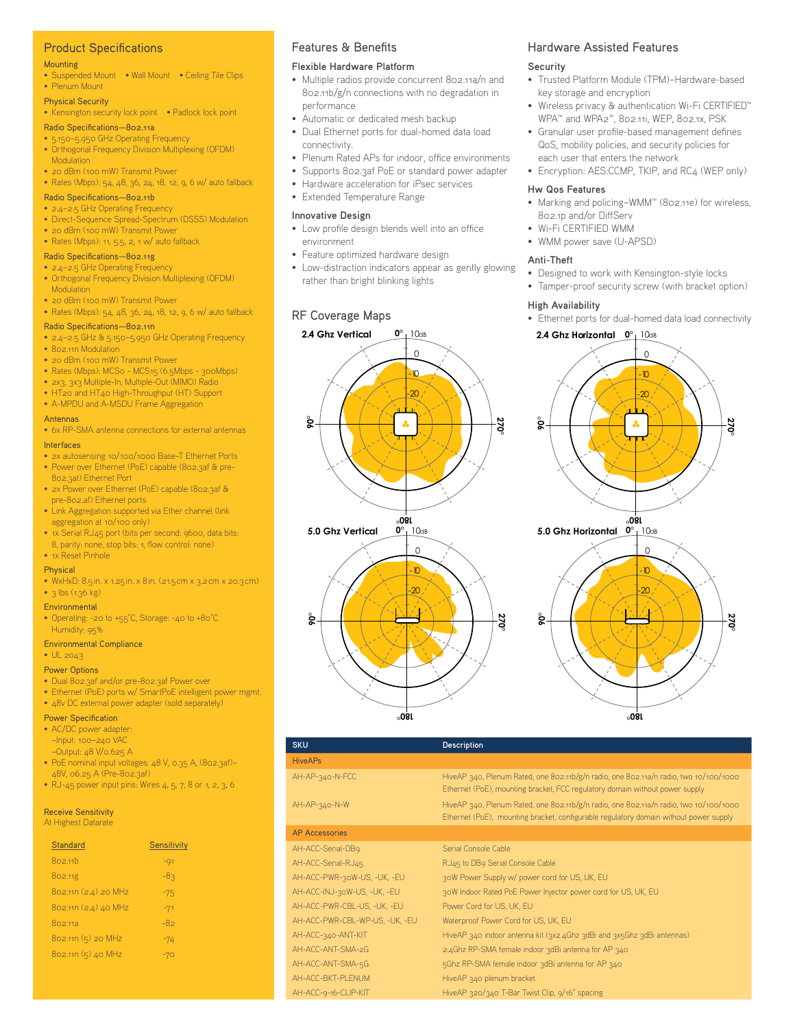## Product Specifications

### Mounting
- Suspended Mount
- Wall Mount
- Ceiling Tile Clips
- Plenum Mount

### Physical Security
- Kensington security lock point
- Padlock lock point

### Radio Specifications—802.11a
- 5.150–5.950 GHz Operating Frequency
- Orthogonal Frequency Division Multiplexing (OFDM) Modulation
- 20 dBm (100 mW) Transmit Power
- Rates (Mbps): 54, 48, 36, 24, 18, 12, 9, 6 w/ auto fallback

### Radio Specifications—802.11b
- 2.4–2.5 GHz Operating Frequency
- Direct-Sequence Spread-Spectrum (DSSS) Modulation
- 20 dBm (100 mW) Transmit Power
- Rates (Mbps): 11, 5.5, 2, 1 w/ auto fallback

### Radio Specifications—802.11g
- 2.4–2.5 GHz Operating Frequency
- Orthogonal Frequency Division Multiplexing (OFDM) Modulation
- 20 dBm (100 mW) Transmit Power
- Rates (Mbps): 54, 48, 36, 24, 18, 12, 9, 6 w/ auto fallback

### Radio Specifications—802.11n
- 2.4–2.5 GHz & 5.150–5.950 GHz Operating Frequency
- 802.11n Modulation
- 20 dBm (100 mW) Transmit Power
- Rates (Mbps): MCS0 - MCS15 (6.5Mbps - 300Mbps)
- 2x3, 3x3 Multiple-In, Multiple-Out (MIMO) Radio
- HT20 and HT40 High-Throughput (HT) Support
- A-MPDU and A-MSDU Frame Aggregation

### Antennas
- 6x RP-SMA antenna connections for external antennas

### Interfaces
- 2x autosensing 10/100/1000 Base-T Ethernet Ports
- Power over Ethernet (PoE) capable (802.3af & pre-802.3at) Ethernet Port
- 2x Power over Ethernet (PoE) capable (802.3af & pre-802.af) Ethernet ports
- Link Aggregation supported via Ether channel (link aggregation at 10/100 only)
- 1x Serial RJ45 port (bits per second: 9600, data bits: 8, parity: none, stop bits: 1, flow control: none)
- 1x Reset Pinhole

### Physical
- WxHxD: 8.5in. x 1.25in. x 8in. (21.5cm x 3.2cm x 20.3cm)
- 3 lbs (1.36 kg)

### Environmental
- Operating: -20 to +55˚C, Storage: -40 to +80˚C Humidity: 95%

### Environmental Compliance
- UL 2043

### Power Options
- Dual 802.3af and/or pre-802.3af Power over
- Ethernet (PoE) ports w/ SmartPoE intelligent power mgmt.
- 48v DC external power adapter (sold separately)

### Power Specification
- AC/DC power adapter:
  - –Input: 100–240 VAC
  - –Output: 48 V/0.625 A
- PoE nominal input voltages: 48 V, 0.35 A, (802.3af)–48V, 06.25 A (Pre-802.3af)
- RJ-45 power input pins: Wires 4, 5, 7, 8 or 1, 2, 3, 6

### Receive Sensitivity
At Highest Datarate

| Standard | Sensitivity |
|---|---|
| 802.11b | -91 |
| 802.11g | -83 |
| 802.11n (2.4) 20 MHz | -75 |
| 802.11n (2.4) 40 MHz | -71 |
| 802.11a | -82 |
| 802.11n (5) 20 MHz | -74 |
| 802.11n (5) 40 MHz | -70 |

## Features & Benefits

### Flexible Hardware Platform
- Multiple radios provide concurrent 802.11a/n and 802.11b/g/n connections with no degradation in performance
- Automatic or dedicated mesh backup
- Dual Ethernet ports for dual-homed data load connectivity.
- Plenum Rated APs for indoor, office environments
- Supports 802.3af PoE or standard power adapter
- Hardware acceleration for iPsec services
- Extended Temperature Range

### Innovative Design
- Low profile design blends well into an office environment
- Feature optimized hardware design
- Low-distraction indicators appear as gently glowing rather than bright blinking lights

## RF Coverage Maps

2.4 Ghz Vertical
0° 10dB 0 -10 -20 90° 270° 180°

2.4 Ghz Horizontal
0° 10dB 0 -10 -20 90° 270° 180°

5.0 Ghz Vertical
0° 10dB 0 -10 -20 90° 270° 180°

5.0 Ghz Horizontal
0° 10dB 0 -10 -20 90° 270° 180°

## Hardware Assisted Features

### Security
- Trusted Platform Module (TPM)–Hardware-based key storage and encryption
- Wireless privacy & authentication Wi-Fi CERTIFIED™ WPA™ and WPA2™, 802.11i, WEP, 802.1x, PSK
- Granular user profile-based management defines QoS, mobility policies, and security policies for each user that enters the network
- Encryption: AES:CCMP, TKIP, and RC4 (WEP only)

### Hw Qos Features
- Marking and policing–WMM™ (802.11e) for wireless, 802.1p and/or DiffServ
- Wi-Fi CERTIFIED WMM
- WMM power save (U-APSD)

### Anti-Theft
- Designed to work with Kensington-style locks
- Tamper-proof security screw (with bracket option)

### High Availability
- Ethernet ports for dual-homed data load connectivity

| SKU | Description |
|---|---|
| **HiveAPs** | |
| AH-AP-340-N-FCC | HiveAP 340, Plenum Rated, one 802.11b/g/n radio, one 802.11a/n radio, two 10/100/1000 Ethernet (PoE), mounting bracket, FCC regulatory domain without power supply |
| AH-AP-340-N-W | HiveAP 340, Plenum Rated, one 802.11b/g/n radio, one 802.11a/n radio, two 10/100/1000 Ethernet (PoE), mounting bracket, configurable regulatory domain without power supply |
| **AP Accessories** | |
| AH-ACC-Serial-DB9 | Serial Console Cable |
| AH-ACC-Serial-RJ45 | RJ45 to DB9 Serial Console Cable |
| AH-ACC-PWR-30W-US, -UK, -EU | 30W Power Supply w/ power cord for US, UK, EU |
| AH-ACC-INJ-30W-US, -UK, -EU | 30W Indoor Rated PoE Power Injector power cord for US, UK, EU |
| AH-ACC-PWR-CBL-US, -UK, -EU | Power Cord for US, UK, EU |
| AH-ACC-PWR-CBL-WP-US, -UK, -EU | Waterproof Power Cord for US, UK, EU |
| AH-ACC-340-ANT-KIT | HiveAP 340 indoor antenna kit (3x2.4Ghz 3dBi and 3x5Ghz 3dBi antennas) |
| AH-ACC-ANT-SMA-2G | 2.4Ghz RP-SMA female indoor 3dBi antenna for AP 340 |
| AH-ACC-ANT-SMA-5G | 5Ghz RP-SMA female indoor 3dBi antenna for AP 340 |
| AH-ACC-BKT-PLENUM | HiveAP 340 plenum bracket |
| AH-ACC-9-16-CLIP-KIT | HiveAP 320/340 T-Bar Twist Clip, 9/16" spacing |